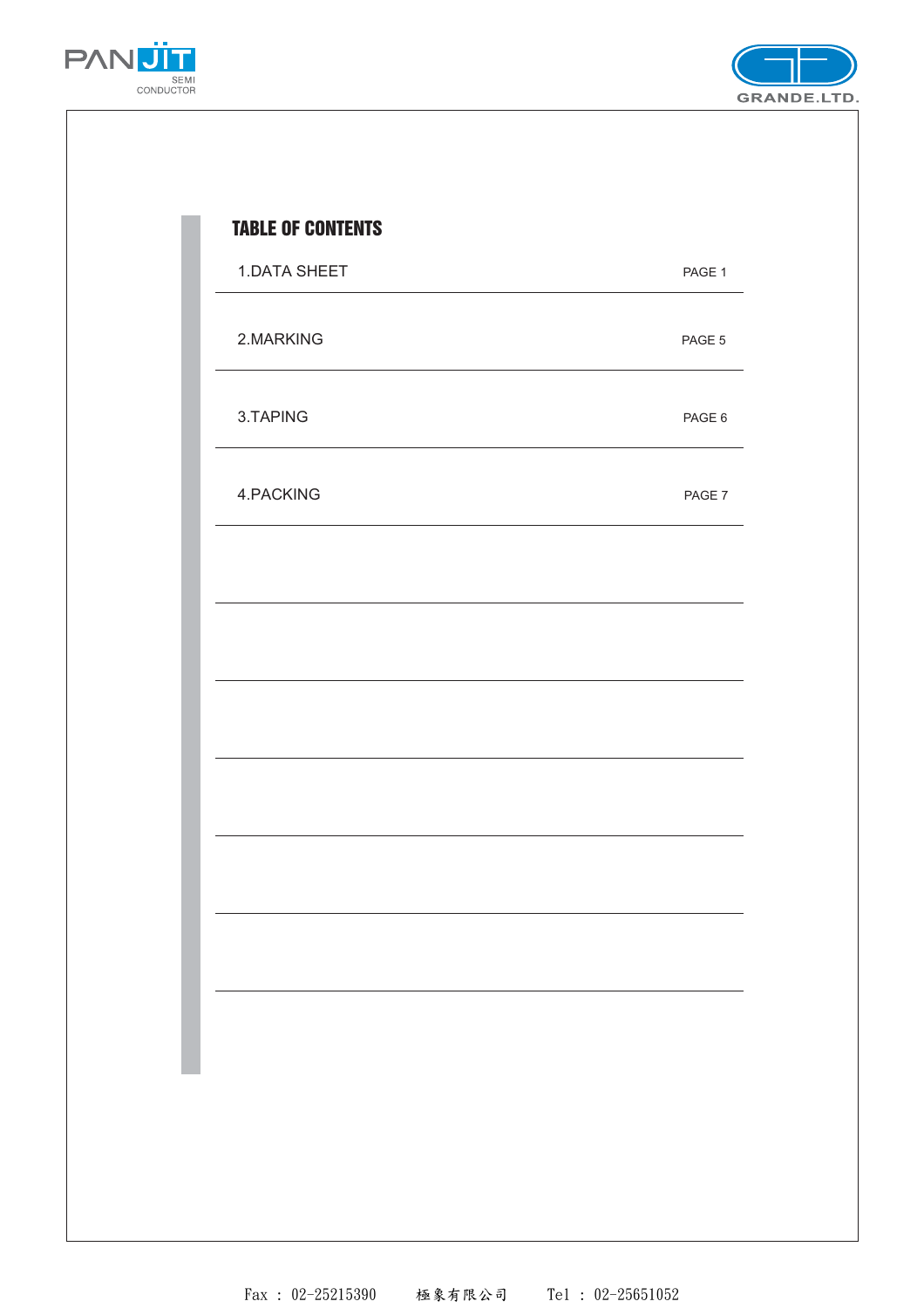# TABLE OF CONTENTS

| Section | Page |
|---|---|
| 1.DATA SHEET | PAGE 1 |
| 2.MARKING | PAGE 5 |
| 3.TAPING | PAGE 6 |
| 4.PACKING | PAGE 7 |

Fax : 02-25215390　　極象有限公司　　Tel : 02-25651052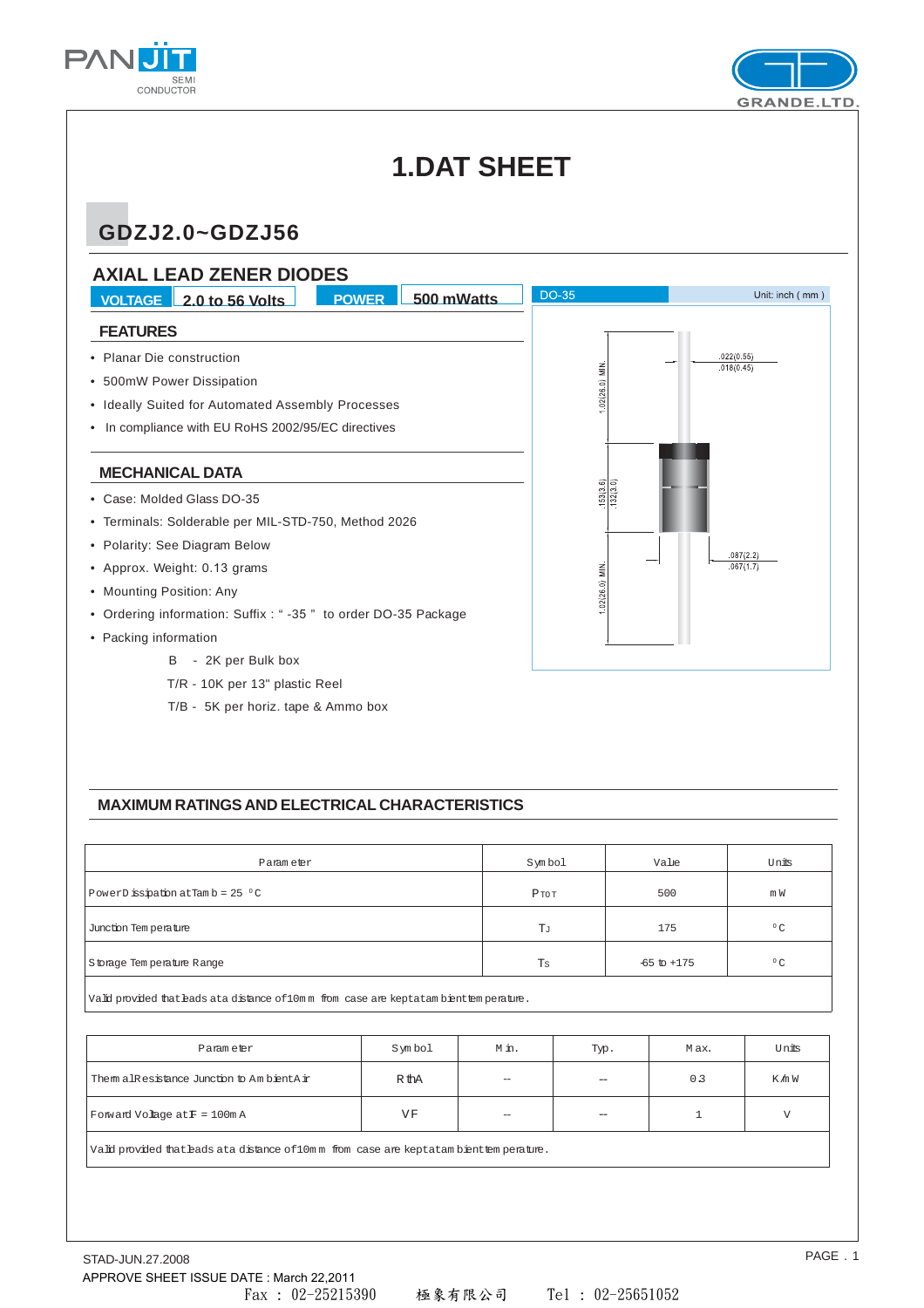# 1.DAT SHEET

## GDZJ2.0~GDZJ56

### AXIAL LEAD ZENER DIODES

VOLTAGE | 2.0 to 56 Volts | POWER | 500 mWatts

DO-35 — Unit: inch ( mm )

.022(0.55)
.018(0.45)

1.02(26.0) MIN.

.153(3.6)
.132(3.0)

.087(2.2)
.067(1.7)

1.02(26.0) MIN.

### FEATURES

- Planar Die construction
- 500mW Power Dissipation
- Ideally Suited for Automated Assembly Processes
- In compliance with EU RoHS 2002/95/EC directives

### MECHANICAL DATA

- Case: Molded Glass DO-35
- Terminals: Solderable per MIL-STD-750, Method 2026
- Polarity: See Diagram Below
- Approx. Weight: 0.13 grams
- Mounting Position: Any
- Ordering information: Suffix : " -35 " to order DO-35 Package
- Packing information

  B - 2K per Bulk box

  T/R - 10K per 13" plastic Reel

  T/B - 5K per horiz. tape & Ammo box

### MAXIMUM RATINGS AND ELECTRICAL CHARACTERISTICS

| Parameter | Symbol | Value | Units |
|---|---|---|---|
| Power Dissipation at Tamb = 25 °C | $P_{TOT}$ | 500 | mW |
| Junction Temperature | $T_J$ | 175 | °C |
| Storage Temperature Range | $T_S$ | -65 to +175 | °C |
| Valid provided that leads at a distance of 10mm from case are kept at ambient temperature. | | | |

| Parameter | Symbol | Min. | Typ. | Max. | Units |
|---|---|---|---|---|---|
| Thermal Resistance Junction to Ambient Air | $R_{thA}$ | -- | -- | 0.3 | K/mW |
| Forward Voltage at $I_F$ = 100mA | $V_F$ | -- | -- | 1 | V |
| Valid provided that leads at a distance of 10mm from case are kept at ambient temperature. | | | | | |

STAD-JUN.27.2008

APPROVE SHEET ISSUE DATE : March 22,2011

Fax : 02-25215390　極象有限公司　Tel : 02-25651052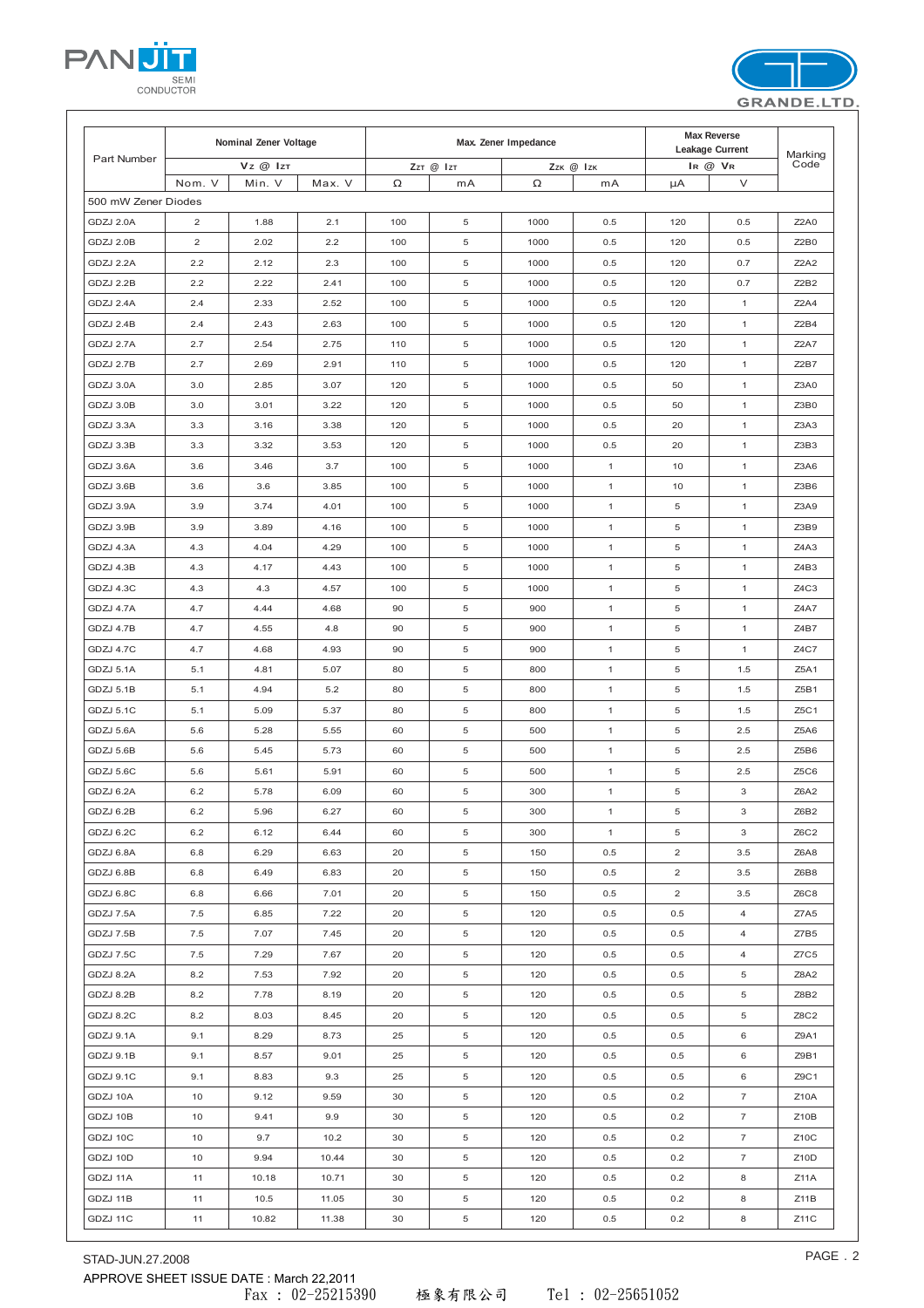| Part Number | Nominal Zener Voltage | | | Max. Zener Impedance | | | | Max Reverse Leakage Current | | Marking Code |
|---|---|---|---|---|---|---|---|---|---|---|
| | $V_Z$ @ $I_{ZT}$ | | | $Z_{ZT}$ @ $I_{ZT}$ | | $Z_{ZK}$ @ $I_{ZK}$ | | $I_R$ @ $V_R$ | | |
| | Nom. V | Min. V | Max. V | Ω | mA | Ω | mA | µA | V | |
| 500 mW Zener Diodes | | | | | | | | | | |
| GDZJ 2.0A | 2 | 1.88 | 2.1 | 100 | 5 | 1000 | 0.5 | 120 | 0.5 | Z2A0 |
| GDZJ 2.0B | 2 | 2.02 | 2.2 | 100 | 5 | 1000 | 0.5 | 120 | 0.5 | Z2B0 |
| GDZJ 2.2A | 2.2 | 2.12 | 2.3 | 100 | 5 | 1000 | 0.5 | 120 | 0.7 | Z2A2 |
| GDZJ 2.2B | 2.2 | 2.22 | 2.41 | 100 | 5 | 1000 | 0.5 | 120 | 0.7 | Z2B2 |
| GDZJ 2.4A | 2.4 | 2.33 | 2.52 | 100 | 5 | 1000 | 0.5 | 120 | 1 | Z2A4 |
| GDZJ 2.4B | 2.4 | 2.43 | 2.63 | 100 | 5 | 1000 | 0.5 | 120 | 1 | Z2B4 |
| GDZJ 2.7A | 2.7 | 2.54 | 2.75 | 110 | 5 | 1000 | 0.5 | 120 | 1 | Z2A7 |
| GDZJ 2.7B | 2.7 | 2.69 | 2.91 | 110 | 5 | 1000 | 0.5 | 120 | 1 | Z2B7 |
| GDZJ 3.0A | 3.0 | 2.85 | 3.07 | 120 | 5 | 1000 | 0.5 | 50 | 1 | Z3A0 |
| GDZJ 3.0B | 3.0 | 3.01 | 3.22 | 120 | 5 | 1000 | 0.5 | 50 | 1 | Z3B0 |
| GDZJ 3.3A | 3.3 | 3.16 | 3.38 | 120 | 5 | 1000 | 0.5 | 20 | 1 | Z3A3 |
| GDZJ 3.3B | 3.3 | 3.32 | 3.53 | 120 | 5 | 1000 | 0.5 | 20 | 1 | Z3B3 |
| GDZJ 3.6A | 3.6 | 3.46 | 3.7 | 100 | 5 | 1000 | 1 | 10 | 1 | Z3A6 |
| GDZJ 3.6B | 3.6 | 3.6 | 3.85 | 100 | 5 | 1000 | 1 | 10 | 1 | Z3B6 |
| GDZJ 3.9A | 3.9 | 3.74 | 4.01 | 100 | 5 | 1000 | 1 | 5 | 1 | Z3A9 |
| GDZJ 3.9B | 3.9 | 3.89 | 4.16 | 100 | 5 | 1000 | 1 | 5 | 1 | Z3B9 |
| GDZJ 4.3A | 4.3 | 4.04 | 4.29 | 100 | 5 | 1000 | 1 | 5 | 1 | Z4A3 |
| GDZJ 4.3B | 4.3 | 4.17 | 4.43 | 100 | 5 | 1000 | 1 | 5 | 1 | Z4B3 |
| GDZJ 4.3C | 4.3 | 4.3 | 4.57 | 100 | 5 | 1000 | 1 | 5 | 1 | Z4C3 |
| GDZJ 4.7A | 4.7 | 4.44 | 4.68 | 90 | 5 | 900 | 1 | 5 | 1 | Z4A7 |
| GDZJ 4.7B | 4.7 | 4.55 | 4.8 | 90 | 5 | 900 | 1 | 5 | 1 | Z4B7 |
| GDZJ 4.7C | 4.7 | 4.68 | 4.93 | 90 | 5 | 900 | 1 | 5 | 1 | Z4C7 |
| GDZJ 5.1A | 5.1 | 4.81 | 5.07 | 80 | 5 | 800 | 1 | 5 | 1.5 | Z5A1 |
| GDZJ 5.1B | 5.1 | 4.94 | 5.2 | 80 | 5 | 800 | 1 | 5 | 1.5 | Z5B1 |
| GDZJ 5.1C | 5.1 | 5.09 | 5.37 | 80 | 5 | 800 | 1 | 5 | 1.5 | Z5C1 |
| GDZJ 5.6A | 5.6 | 5.28 | 5.55 | 60 | 5 | 500 | 1 | 5 | 2.5 | Z5A6 |
| GDZJ 5.6B | 5.6 | 5.45 | 5.73 | 60 | 5 | 500 | 1 | 5 | 2.5 | Z5B6 |
| GDZJ 5.6C | 5.6 | 5.61 | 5.91 | 60 | 5 | 500 | 1 | 5 | 2.5 | Z5C6 |
| GDZJ 6.2A | 6.2 | 5.78 | 6.09 | 60 | 5 | 300 | 1 | 5 | 3 | Z6A2 |
| GDZJ 6.2B | 6.2 | 5.96 | 6.27 | 60 | 5 | 300 | 1 | 5 | 3 | Z6B2 |
| GDZJ 6.2C | 6.2 | 6.12 | 6.44 | 60 | 5 | 300 | 1 | 5 | 3 | Z6C2 |
| GDZJ 6.8A | 6.8 | 6.29 | 6.63 | 20 | 5 | 150 | 0.5 | 2 | 3.5 | Z6A8 |
| GDZJ 6.8B | 6.8 | 6.49 | 6.83 | 20 | 5 | 150 | 0.5 | 2 | 3.5 | Z6B8 |
| GDZJ 6.8C | 6.8 | 6.66 | 7.01 | 20 | 5 | 150 | 0.5 | 2 | 3.5 | Z6C8 |
| GDZJ 7.5A | 7.5 | 6.85 | 7.22 | 20 | 5 | 120 | 0.5 | 0.5 | 4 | Z7A5 |
| GDZJ 7.5B | 7.5 | 7.07 | 7.45 | 20 | 5 | 120 | 0.5 | 0.5 | 4 | Z7B5 |
| GDZJ 7.5C | 7.5 | 7.29 | 7.67 | 20 | 5 | 120 | 0.5 | 0.5 | 4 | Z7C5 |
| GDZJ 8.2A | 8.2 | 7.53 | 7.92 | 20 | 5 | 120 | 0.5 | 0.5 | 5 | Z8A2 |
| GDZJ 8.2B | 8.2 | 7.78 | 8.19 | 20 | 5 | 120 | 0.5 | 0.5 | 5 | Z8B2 |
| GDZJ 8.2C | 8.2 | 8.03 | 8.45 | 20 | 5 | 120 | 0.5 | 0.5 | 5 | Z8C2 |
| GDZJ 9.1A | 9.1 | 8.29 | 8.73 | 25 | 5 | 120 | 0.5 | 0.5 | 6 | Z9A1 |
| GDZJ 9.1B | 9.1 | 8.57 | 9.01 | 25 | 5 | 120 | 0.5 | 0.5 | 6 | Z9B1 |
| GDZJ 9.1C | 9.1 | 8.83 | 9.3 | 25 | 5 | 120 | 0.5 | 0.5 | 6 | Z9C1 |
| GDZJ 10A | 10 | 9.12 | 9.59 | 30 | 5 | 120 | 0.5 | 0.2 | 7 | Z10A |
| GDZJ 10B | 10 | 9.41 | 9.9 | 30 | 5 | 120 | 0.5 | 0.2 | 7 | Z10B |
| GDZJ 10C | 10 | 9.7 | 10.2 | 30 | 5 | 120 | 0.5 | 0.2 | 7 | Z10C |
| GDZJ 10D | 10 | 9.94 | 10.44 | 30 | 5 | 120 | 0.5 | 0.2 | 7 | Z10D |
| GDZJ 11A | 11 | 10.18 | 10.71 | 30 | 5 | 120 | 0.5 | 0.2 | 8 | Z11A |
| GDZJ 11B | 11 | 10.5 | 11.05 | 30 | 5 | 120 | 0.5 | 0.2 | 8 | Z11B |
| GDZJ 11C | 11 | 10.82 | 11.38 | 30 | 5 | 120 | 0.5 | 0.2 | 8 | Z11C |

STAD-JUN.27.2008

APPROVE SHEET ISSUE DATE : March 22,2011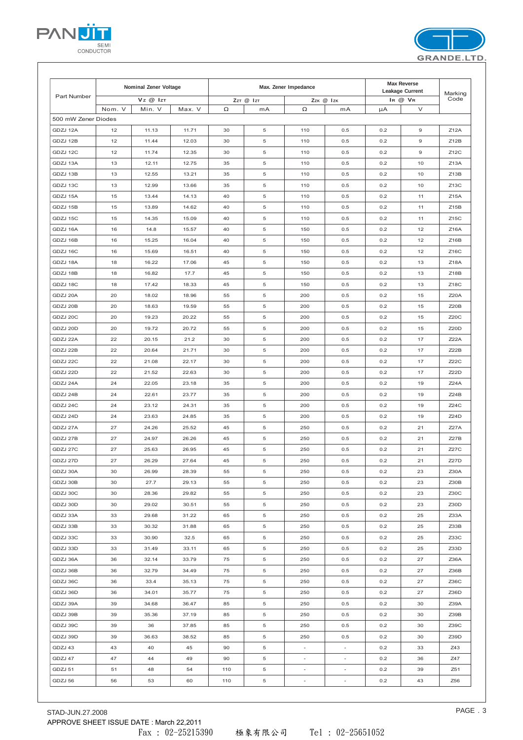| Part Number | Nominal Zener Voltage | | | Max. Zener Impedance | | | | Max Reverse Leakage Current | | Marking Code |
|---|---|---|---|---|---|---|---|---|---|---|
| | $V_Z$ @ $I_{ZT}$ | | | $Z_{ZT}$ @ $I_{ZT}$ | | $Z_{ZK}$ @ $I_{ZK}$ | | $I_R$ @ $V_R$ | | |
| | Nom. V | Min. V | Max. V | Ω | mA | Ω | mA | μA | V | |
| 500 mW Zener Diodes | | | | | | | | | | |
| GDZJ 12A | 12 | 11.13 | 11.71 | 30 | 5 | 110 | 0.5 | 0.2 | 9 | Z12A |
| GDZJ 12B | 12 | 11.44 | 12.03 | 30 | 5 | 110 | 0.5 | 0.2 | 9 | Z12B |
| GDZJ 12C | 12 | 11.74 | 12.35 | 30 | 5 | 110 | 0.5 | 0.2 | 9 | Z12C |
| GDZJ 13A | 13 | 12.11 | 12.75 | 35 | 5 | 110 | 0.5 | 0.2 | 10 | Z13A |
| GDZJ 13B | 13 | 12.55 | 13.21 | 35 | 5 | 110 | 0.5 | 0.2 | 10 | Z13B |
| GDZJ 13C | 13 | 12.99 | 13.66 | 35 | 5 | 110 | 0.5 | 0.2 | 10 | Z13C |
| GDZJ 15A | 15 | 13.44 | 14.13 | 40 | 5 | 110 | 0.5 | 0.2 | 11 | Z15A |
| GDZJ 15B | 15 | 13.89 | 14.62 | 40 | 5 | 110 | 0.5 | 0.2 | 11 | Z15B |
| GDZJ 15C | 15 | 14.35 | 15.09 | 40 | 5 | 110 | 0.5 | 0.2 | 11 | Z15C |
| GDZJ 16A | 16 | 14.8 | 15.57 | 40 | 5 | 150 | 0.5 | 0.2 | 12 | Z16A |
| GDZJ 16B | 16 | 15.25 | 16.04 | 40 | 5 | 150 | 0.5 | 0.2 | 12 | Z16B |
| GDZJ 16C | 16 | 15.69 | 16.51 | 40 | 5 | 150 | 0.5 | 0.2 | 12 | Z16C |
| GDZJ 18A | 18 | 16.22 | 17.06 | 45 | 5 | 150 | 0.5 | 0.2 | 13 | Z18A |
| GDZJ 18B | 18 | 16.82 | 17.7 | 45 | 5 | 150 | 0.5 | 0.2 | 13 | Z18B |
| GDZJ 18C | 18 | 17.42 | 18.33 | 45 | 5 | 150 | 0.5 | 0.2 | 13 | Z18C |
| GDZJ 20A | 20 | 18.02 | 18.96 | 55 | 5 | 200 | 0.5 | 0.2 | 15 | Z20A |
| GDZJ 20B | 20 | 18.63 | 19.59 | 55 | 5 | 200 | 0.5 | 0.2 | 15 | Z20B |
| GDZJ 20C | 20 | 19.23 | 20.22 | 55 | 5 | 200 | 0.5 | 0.2 | 15 | Z20C |
| GDZJ 20D | 20 | 19.72 | 20.72 | 55 | 5 | 200 | 0.5 | 0.2 | 15 | Z20D |
| GDZJ 22A | 22 | 20.15 | 21.2 | 30 | 5 | 200 | 0.5 | 0.2 | 17 | Z22A |
| GDZJ 22B | 22 | 20.64 | 21.71 | 30 | 5 | 200 | 0.5 | 0.2 | 17 | Z22B |
| GDZJ 22C | 22 | 21.08 | 22.17 | 30 | 5 | 200 | 0.5 | 0.2 | 17 | Z22C |
| GDZJ 22D | 22 | 21.52 | 22.63 | 30 | 5 | 200 | 0.5 | 0.2 | 17 | Z22D |
| GDZJ 24A | 24 | 22.05 | 23.18 | 35 | 5 | 200 | 0.5 | 0.2 | 19 | Z24A |
| GDZJ 24B | 24 | 22.61 | 23.77 | 35 | 5 | 200 | 0.5 | 0.2 | 19 | Z24B |
| GDZJ 24C | 24 | 23.12 | 24.31 | 35 | 5 | 200 | 0.5 | 0.2 | 19 | Z24C |
| GDZJ 24D | 24 | 23.63 | 24.85 | 35 | 5 | 200 | 0.5 | 0.2 | 19 | Z24D |
| GDZJ 27A | 27 | 24.26 | 25.52 | 45 | 5 | 250 | 0.5 | 0.2 | 21 | Z27A |
| GDZJ 27B | 27 | 24.97 | 26.26 | 45 | 5 | 250 | 0.5 | 0.2 | 21 | Z27B |
| GDZJ 27C | 27 | 25.63 | 26.95 | 45 | 5 | 250 | 0.5 | 0.2 | 21 | Z27C |
| GDZJ 27D | 27 | 26.29 | 27.64 | 45 | 5 | 250 | 0.5 | 0.2 | 21 | Z27D |
| GDZJ 30A | 30 | 26.99 | 28.39 | 55 | 5 | 250 | 0.5 | 0.2 | 23 | Z30A |
| GDZJ 30B | 30 | 27.7 | 29.13 | 55 | 5 | 250 | 0.5 | 0.2 | 23 | Z30B |
| GDZJ 30C | 30 | 28.36 | 29.82 | 55 | 5 | 250 | 0.5 | 0.2 | 23 | Z30C |
| GDZJ 30D | 30 | 29.02 | 30.51 | 55 | 5 | 250 | 0.5 | 0.2 | 23 | Z30D |
| GDZJ 33A | 33 | 29.68 | 31.22 | 65 | 5 | 250 | 0.5 | 0.2 | 25 | Z33A |
| GDZJ 33B | 33 | 30.32 | 31.88 | 65 | 5 | 250 | 0.5 | 0.2 | 25 | Z33B |
| GDZJ 33C | 33 | 30.90 | 32.5 | 65 | 5 | 250 | 0.5 | 0.2 | 25 | Z33C |
| GDZJ 33D | 33 | 31.49 | 33.11 | 65 | 5 | 250 | 0.5 | 0.2 | 25 | Z33D |
| GDZJ 36A | 36 | 32.14 | 33.79 | 75 | 5 | 250 | 0.5 | 0.2 | 27 | Z36A |
| GDZJ 36B | 36 | 32.79 | 34.49 | 75 | 5 | 250 | 0.5 | 0.2 | 27 | Z36B |
| GDZJ 36C | 36 | 33.4 | 35.13 | 75 | 5 | 250 | 0.5 | 0.2 | 27 | Z36C |
| GDZJ 36D | 36 | 34.01 | 35.77 | 75 | 5 | 250 | 0.5 | 0.2 | 27 | Z36D |
| GDZJ 39A | 39 | 34.68 | 36.47 | 85 | 5 | 250 | 0.5 | 0.2 | 30 | Z39A |
| GDZJ 39B | 39 | 35.36 | 37.19 | 85 | 5 | 250 | 0.5 | 0.2 | 30 | Z39B |
| GDZJ 39C | 39 | 36 | 37.85 | 85 | 5 | 250 | 0.5 | 0.2 | 30 | Z39C |
| GDZJ 39D | 39 | 36.63 | 38.52 | 85 | 5 | 250 | 0.5 | 0.2 | 30 | Z39D |
| GDZJ 43 | 43 | 40 | 45 | 90 | 5 | - | - | 0.2 | 33 | Z43 |
| GDZJ 47 | 47 | 44 | 49 | 90 | 5 | - | - | 0.2 | 36 | Z47 |
| GDZJ 51 | 51 | 48 | 54 | 110 | 5 | - | - | 0.2 | 39 | Z51 |
| GDZJ 56 | 56 | 53 | 60 | 110 | 5 | - | - | 0.2 | 43 | Z56 |

STAD-JUN.27.2008

APPROVE SHEET ISSUE DATE : March 22,2011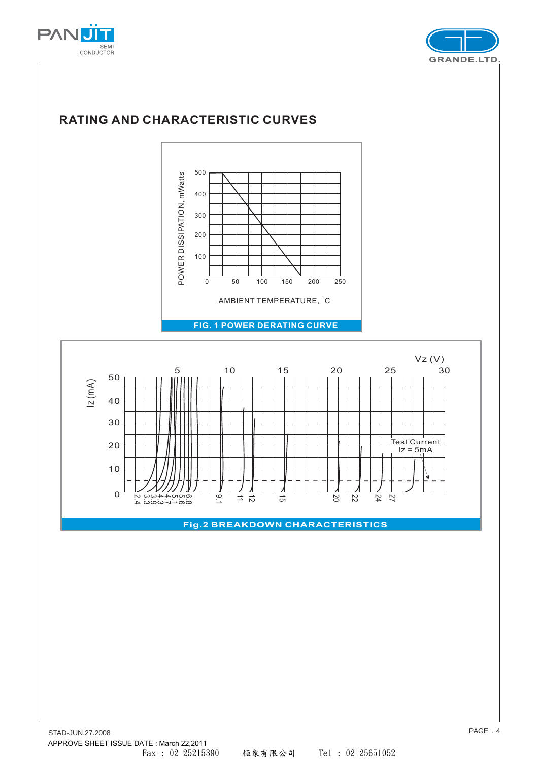## RATING AND CHARACTERISTIC CURVES

POWER DISSIPATION, mWatts

500
400
300
200
100
0

50 100 150 200 250

AMBIENT TEMPERATURE, °C

**FIG. 1 POWER DERATING CURVE**

Vz (V)

5 10 15 20 25 30

Iz (mA)

50
40
30
20
10
0

2.4 3.3 3.9 4.3 4.7 5.1 5.6 6.8 9.1 11 12 15 20 22 24 27

Test Current
Iz = 5mA

**Fig.2 BREAKDOWN CHARACTERISTICS**

STAD-JUN.27.2008
APPROVE SHEET ISSUE DATE : March 22,2011

Fax : 02-25215390 極象有限公司 Tel : 02-25651052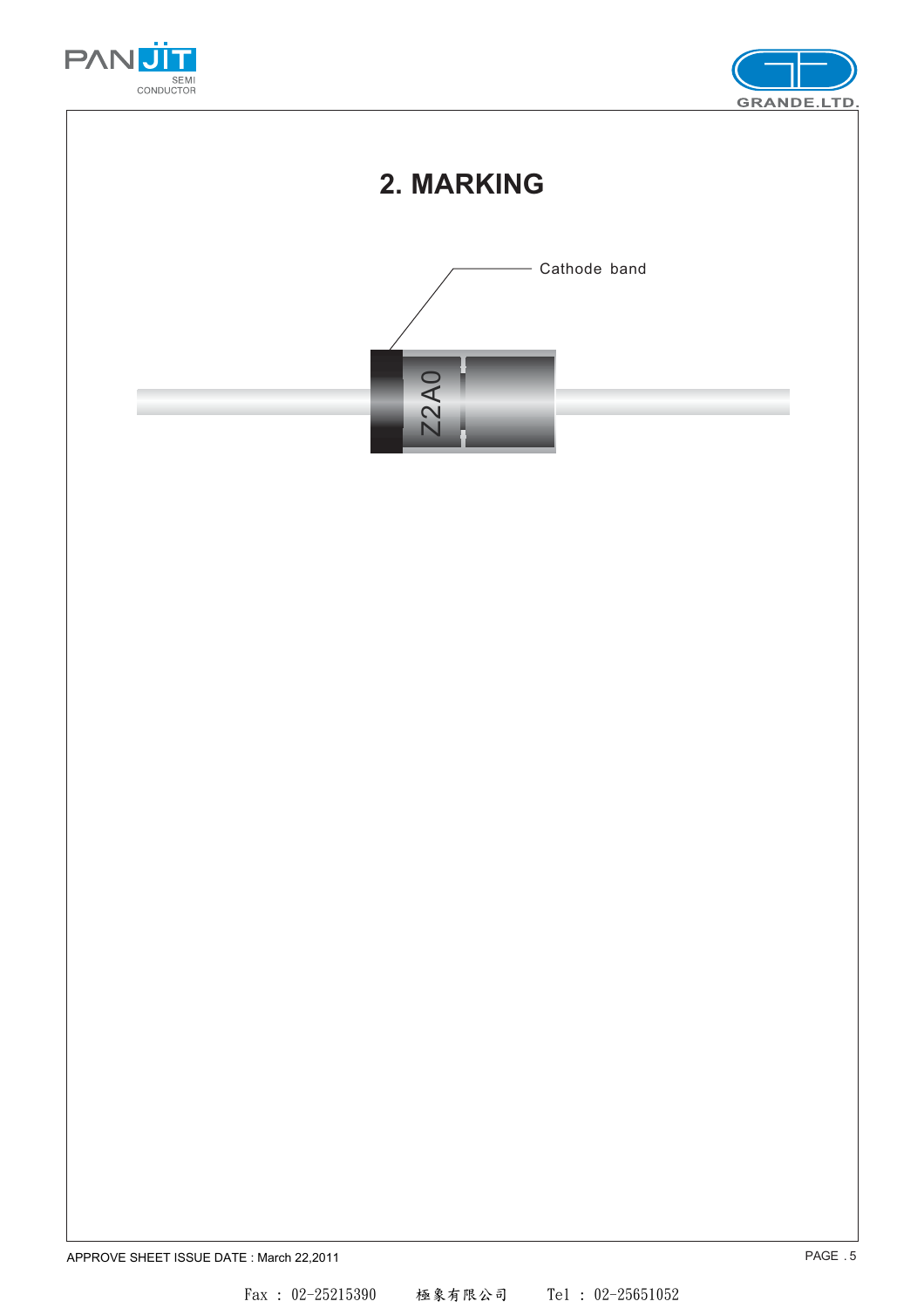## 2. MARKING

Cathode band

Z2A0

APPROVE SHEET ISSUE DATE : March 22,2011

Fax : 02-25215390　　極象有限公司　　Tel : 02-25651052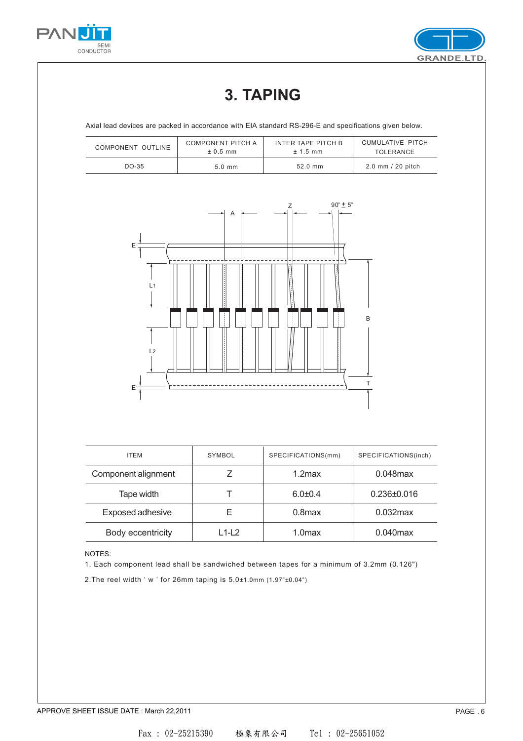# 3. TAPING

Axial lead devices are packed in accordance with EIA standard RS-296-E and specifications given below.

| COMPONENT OUTLINE | COMPONENT PITCH A ± 0.5 mm | INTER TAPE PITCH B ± 1.5 mm | CUMULATIVE PITCH TOLERANCE |
|---|---|---|---|
| DO-35 | 5.0 mm | 52.0 mm | 2.0 mm / 20 pitch |

| ITEM | SYMBOL | SPECIFICATIONS(mm) | SPECIFICATIONS(inch) |
|---|---|---|---|
| Component alignment | Z | 1.2max | 0.048max |
| Tape width | T | 6.0±0.4 | 0.236±0.016 |
| Exposed adhesive | E | 0.8max | 0.032max |
| Body eccentricity | L1-L2 | 1.0max | 0.040max |

NOTES:

1. Each component lead shall be sandwiched between tapes for a minimum of 3.2mm (0.126")

2. The reel width ' w ' for 26mm taping is 5.0±1.0mm (1.97"±0.04")

APPROVE SHEET ISSUE DATE : March 22,2011

Fax : 02-25215390 極象有限公司 Tel : 02-25651052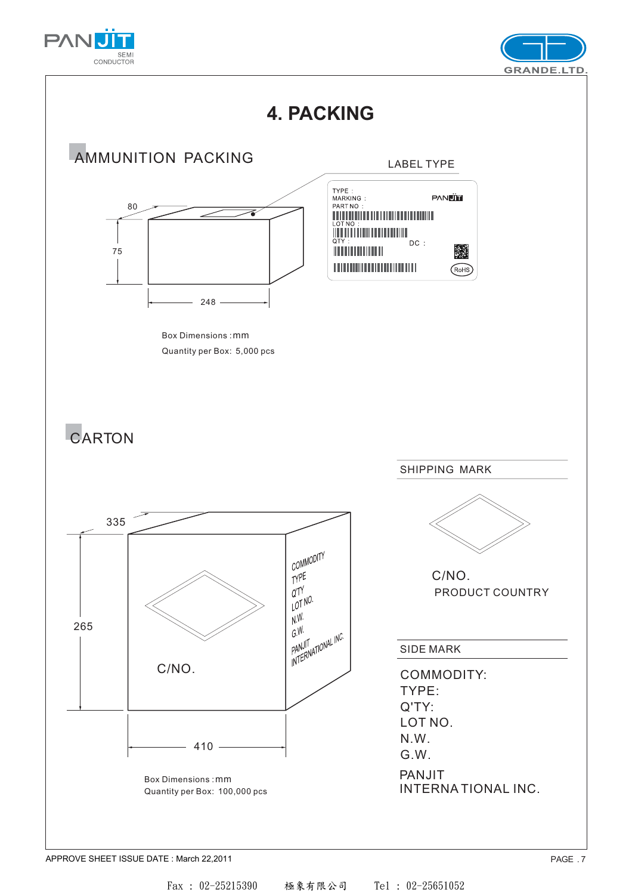# 4. PACKING

## AMMUNITION PACKING

LABEL TYPE

TYPE :
MARKING :
PART NO :
LOT NO :
QTY :
DC :
RoHS

80

75

248

Box Dimensions :mm

Quantity per Box: 5,000 pcs

## CARTON

SHIPPING MARK

C/NO.
PRODUCT COUNTRY

335

265

410

C/NO.

COMMODITY
TYPE
Q'TY
LOT NO.
N.W.
G.W.
PANJIT
INTERNATIONAL INC.

SIDE MARK

COMMODITY:
TYPE:
Q'TY:
LOT NO.
N.W.
G.W.
PANJIT
INTERNATIONAL INC.

Box Dimensions :mm

Quantity per Box: 100,000 pcs

APPROVE SHEET ISSUE DATE : March 22,2011

Fax : 02-25215390　　極象有限公司　　Tel : 02-25651052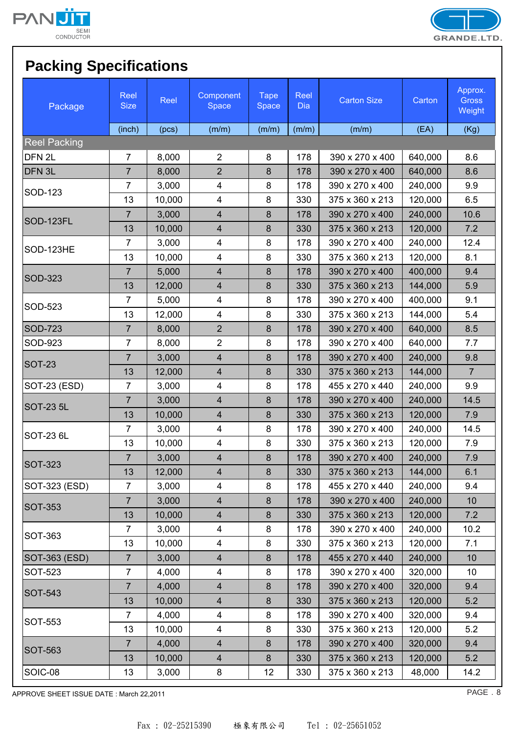## Packing Specifications

| Package | Reel Size | Reel | Component Space | Tape Space | Reel Dia | Carton Size | Carton | Approx. Gross Weight |
|---|---|---|---|---|---|---|---|---|
| | (inch) | (pcs) | (m/m) | (m/m) | (m/m) | (m/m) | (EA) | (Kg) |
| **Reel Packing** | | | | | | | | |
| DFN 2L | 7 | 8,000 | 2 | 8 | 178 | 390 x 270 x 400 | 640,000 | 8.6 |
| DFN 3L | 7 | 8,000 | 2 | 8 | 178 | 390 x 270 x 400 | 640,000 | 8.6 |
| SOD-123 | 7 | 3,000 | 4 | 8 | 178 | 390 x 270 x 400 | 240,000 | 9.9 |
| | 13 | 10,000 | 4 | 8 | 330 | 375 x 360 x 213 | 120,000 | 6.5 |
| SOD-123FL | 7 | 3,000 | 4 | 8 | 178 | 390 x 270 x 400 | 240,000 | 10.6 |
| | 13 | 10,000 | 4 | 8 | 330 | 375 x 360 x 213 | 120,000 | 7.2 |
| SOD-123HE | 7 | 3,000 | 4 | 8 | 178 | 390 x 270 x 400 | 240,000 | 12.4 |
| | 13 | 10,000 | 4 | 8 | 330 | 375 x 360 x 213 | 120,000 | 8.1 |
| SOD-323 | 7 | 5,000 | 4 | 8 | 178 | 390 x 270 x 400 | 400,000 | 9.4 |
| | 13 | 12,000 | 4 | 8 | 330 | 375 x 360 x 213 | 144,000 | 5.9 |
| SOD-523 | 7 | 5,000 | 4 | 8 | 178 | 390 x 270 x 400 | 400,000 | 9.1 |
| | 13 | 12,000 | 4 | 8 | 330 | 375 x 360 x 213 | 144,000 | 5.4 |
| SOD-723 | 7 | 8,000 | 2 | 8 | 178 | 390 x 270 x 400 | 640,000 | 8.5 |
| SOD-923 | 7 | 8,000 | 2 | 8 | 178 | 390 x 270 x 400 | 640,000 | 7.7 |
| SOT-23 | 7 | 3,000 | 4 | 8 | 178 | 390 x 270 x 400 | 240,000 | 9.8 |
| | 13 | 12,000 | 4 | 8 | 330 | 375 x 360 x 213 | 144,000 | 7 |
| SOT-23 (ESD) | 7 | 3,000 | 4 | 8 | 178 | 455 x 270 x 440 | 240,000 | 9.9 |
| SOT-23 5L | 7 | 3,000 | 4 | 8 | 178 | 390 x 270 x 400 | 240,000 | 14.5 |
| | 13 | 10,000 | 4 | 8 | 330 | 375 x 360 x 213 | 120,000 | 7.9 |
| SOT-23 6L | 7 | 3,000 | 4 | 8 | 178 | 390 x 270 x 400 | 240,000 | 14.5 |
| | 13 | 10,000 | 4 | 8 | 330 | 375 x 360 x 213 | 120,000 | 7.9 |
| SOT-323 | 7 | 3,000 | 4 | 8 | 178 | 390 x 270 x 400 | 240,000 | 7.9 |
| | 13 | 12,000 | 4 | 8 | 330 | 375 x 360 x 213 | 144,000 | 6.1 |
| SOT-323 (ESD) | 7 | 3,000 | 4 | 8 | 178 | 455 x 270 x 440 | 240,000 | 9.4 |
| SOT-353 | 7 | 3,000 | 4 | 8 | 178 | 390 x 270 x 400 | 240,000 | 10 |
| | 13 | 10,000 | 4 | 8 | 330 | 375 x 360 x 213 | 120,000 | 7.2 |
| SOT-363 | 7 | 3,000 | 4 | 8 | 178 | 390 x 270 x 400 | 240,000 | 10.2 |
| | 13 | 10,000 | 4 | 8 | 330 | 375 x 360 x 213 | 120,000 | 7.1 |
| SOT-363 (ESD) | 7 | 3,000 | 4 | 8 | 178 | 455 x 270 x 440 | 240,000 | 10 |
| SOT-523 | 7 | 4,000 | 4 | 8 | 178 | 390 x 270 x 400 | 320,000 | 10 |
| SOT-543 | 7 | 4,000 | 4 | 8 | 178 | 390 x 270 x 400 | 320,000 | 9.4 |
| | 13 | 10,000 | 4 | 8 | 330 | 375 x 360 x 213 | 120,000 | 5.2 |
| SOT-553 | 7 | 4,000 | 4 | 8 | 178 | 390 x 270 x 400 | 320,000 | 9.4 |
| | 13 | 10,000 | 4 | 8 | 330 | 375 x 360 x 213 | 120,000 | 5.2 |
| SOT-563 | 7 | 4,000 | 4 | 8 | 178 | 390 x 270 x 400 | 320,000 | 9.4 |
| | 13 | 10,000 | 4 | 8 | 330 | 375 x 360 x 213 | 120,000 | 5.2 |
| SOIC-08 | 13 | 3,000 | 8 | 12 | 330 | 375 x 360 x 213 | 48,000 | 14.2 |

APPROVE SHEET ISSUE DATE : March 22,2011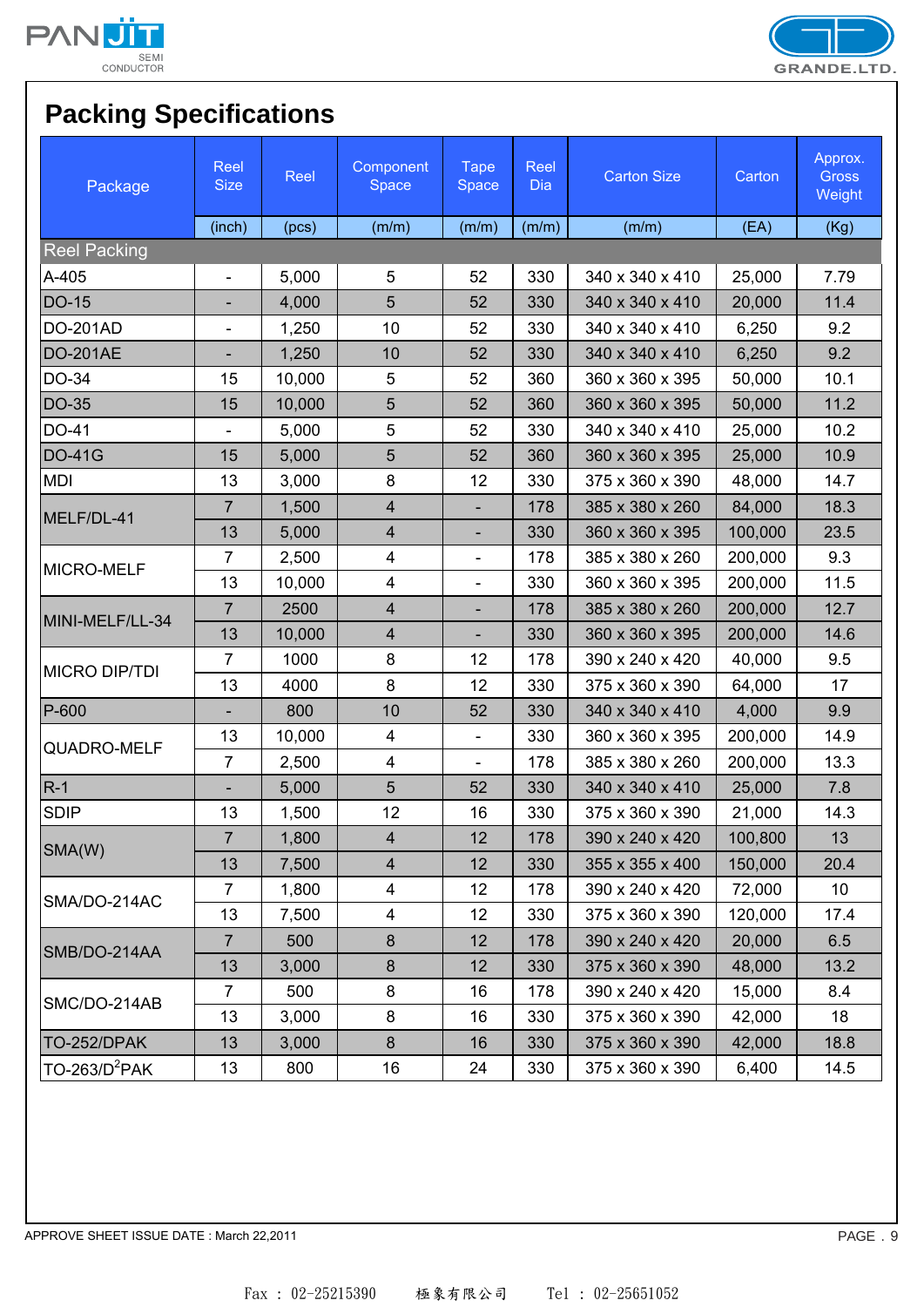# Packing Specifications

| Package | Reel Size | Reel | Component Space | Tape Space | Reel Dia | Carton Size | Carton | Approx. Gross Weight |
|---|---|---|---|---|---|---|---|---|
| | (inch) | (pcs) | (m/m) | (m/m) | (m/m) | (m/m) | (EA) | (Kg) |
| Reel Packing | | | | | | | | |
| A-405 | - | 5,000 | 5 | 52 | 330 | 340 x 340 x 410 | 25,000 | 7.79 |
| DO-15 | - | 4,000 | 5 | 52 | 330 | 340 x 340 x 410 | 20,000 | 11.4 |
| DO-201AD | - | 1,250 | 10 | 52 | 330 | 340 x 340 x 410 | 6,250 | 9.2 |
| DO-201AE | - | 1,250 | 10 | 52 | 330 | 340 x 340 x 410 | 6,250 | 9.2 |
| DO-34 | 15 | 10,000 | 5 | 52 | 360 | 360 x 360 x 395 | 50,000 | 10.1 |
| DO-35 | 15 | 10,000 | 5 | 52 | 360 | 360 x 360 x 395 | 50,000 | 11.2 |
| DO-41 | - | 5,000 | 5 | 52 | 330 | 340 x 340 x 410 | 25,000 | 10.2 |
| DO-41G | 15 | 5,000 | 5 | 52 | 360 | 360 x 360 x 395 | 25,000 | 10.9 |
| MDI | 13 | 3,000 | 8 | 12 | 330 | 375 x 360 x 390 | 48,000 | 14.7 |
| MELF/DL-41 | 7 | 1,500 | 4 | - | 178 | 385 x 380 x 260 | 84,000 | 18.3 |
| | 13 | 5,000 | 4 | - | 330 | 360 x 360 x 395 | 100,000 | 23.5 |
| MICRO-MELF | 7 | 2,500 | 4 | - | 178 | 385 x 380 x 260 | 200,000 | 9.3 |
| | 13 | 10,000 | 4 | - | 330 | 360 x 360 x 395 | 200,000 | 11.5 |
| MINI-MELF/LL-34 | 7 | 2500 | 4 | - | 178 | 385 x 380 x 260 | 200,000 | 12.7 |
| | 13 | 10,000 | 4 | - | 330 | 360 x 360 x 395 | 200,000 | 14.6 |
| MICRO DIP/TDI | 7 | 1000 | 8 | 12 | 178 | 390 x 240 x 420 | 40,000 | 9.5 |
| | 13 | 4000 | 8 | 12 | 330 | 375 x 360 x 390 | 64,000 | 17 |
| P-600 | - | 800 | 10 | 52 | 330 | 340 x 340 x 410 | 4,000 | 9.9 |
| QUADRO-MELF | 13 | 10,000 | 4 | - | 330 | 360 x 360 x 395 | 200,000 | 14.9 |
| | 7 | 2,500 | 4 | - | 178 | 385 x 380 x 260 | 200,000 | 13.3 |
| R-1 | - | 5,000 | 5 | 52 | 330 | 340 x 340 x 410 | 25,000 | 7.8 |
| SDIP | 13 | 1,500 | 12 | 16 | 330 | 375 x 360 x 390 | 21,000 | 14.3 |
| SMA(W) | 7 | 1,800 | 4 | 12 | 178 | 390 x 240 x 420 | 100,800 | 13 |
| | 13 | 7,500 | 4 | 12 | 330 | 355 x 355 x 400 | 150,000 | 20.4 |
| SMA/DO-214AC | 7 | 1,800 | 4 | 12 | 178 | 390 x 240 x 420 | 72,000 | 10 |
| | 13 | 7,500 | 4 | 12 | 330 | 375 x 360 x 390 | 120,000 | 17.4 |
| SMB/DO-214AA | 7 | 500 | 8 | 12 | 178 | 390 x 240 x 420 | 20,000 | 6.5 |
| | 13 | 3,000 | 8 | 12 | 330 | 375 x 360 x 390 | 48,000 | 13.2 |
| SMC/DO-214AB | 7 | 500 | 8 | 16 | 178 | 390 x 240 x 420 | 15,000 | 8.4 |
| | 13 | 3,000 | 8 | 16 | 330 | 375 x 360 x 390 | 42,000 | 18 |
| TO-252/DPAK | 13 | 3,000 | 8 | 16 | 330 | 375 x 360 x 390 | 42,000 | 18.8 |
| TO-263/$D^2$PAK | 13 | 800 | 16 | 24 | 330 | 375 x 360 x 390 | 6,400 | 14.5 |

APPROVE SHEET ISSUE DATE : March 22,2011

Fax : 02-25215390　　極象有限公司　　Tel : 02-25651052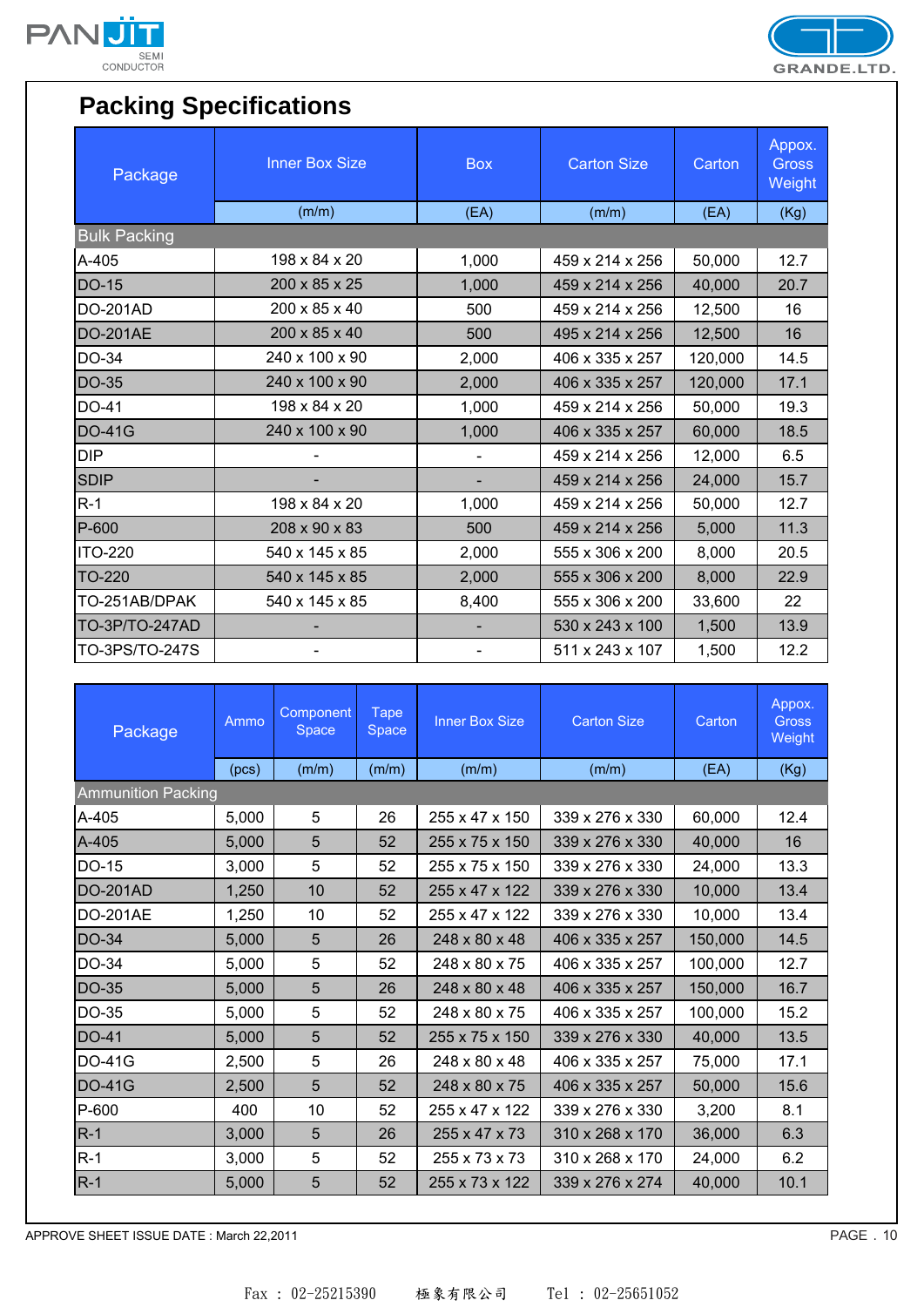# Packing Specifications

| Package | Inner Box Size | Box | Carton Size | Carton | Appox. Gross Weight |
|---|---|---|---|---|---|
| | (m/m) | (EA) | (m/m) | (EA) | (Kg) |
| **Bulk Packing** | | | | | |
| A-405 | 198 x 84 x 20 | 1,000 | 459 x 214 x 256 | 50,000 | 12.7 |
| DO-15 | 200 x 85 x 25 | 1,000 | 459 x 214 x 256 | 40,000 | 20.7 |
| DO-201AD | 200 x 85 x 40 | 500 | 459 x 214 x 256 | 12,500 | 16 |
| DO-201AE | 200 x 85 x 40 | 500 | 495 x 214 x 256 | 12,500 | 16 |
| DO-34 | 240 x 100 x 90 | 2,000 | 406 x 335 x 257 | 120,000 | 14.5 |
| DO-35 | 240 x 100 x 90 | 2,000 | 406 x 335 x 257 | 120,000 | 17.1 |
| DO-41 | 198 x 84 x 20 | 1,000 | 459 x 214 x 256 | 50,000 | 19.3 |
| DO-41G | 240 x 100 x 90 | 1,000 | 406 x 335 x 257 | 60,000 | 18.5 |
| DIP | - | - | 459 x 214 x 256 | 12,000 | 6.5 |
| SDIP | - | - | 459 x 214 x 256 | 24,000 | 15.7 |
| R-1 | 198 x 84 x 20 | 1,000 | 459 x 214 x 256 | 50,000 | 12.7 |
| P-600 | 208 x 90 x 83 | 500 | 459 x 214 x 256 | 5,000 | 11.3 |
| ITO-220 | 540 x 145 x 85 | 2,000 | 555 x 306 x 200 | 8,000 | 20.5 |
| TO-220 | 540 x 145 x 85 | 2,000 | 555 x 306 x 200 | 8,000 | 22.9 |
| TO-251AB/DPAK | 540 x 145 x 85 | 8,400 | 555 x 306 x 200 | 33,600 | 22 |
| TO-3P/TO-247AD | - | - | 530 x 243 x 100 | 1,500 | 13.9 |
| TO-3PS/TO-247S | - | - | 511 x 243 x 107 | 1,500 | 12.2 |

| Package | Ammo | Component Space | Tape Space | Inner Box Size | Carton Size | Carton | Appox. Gross Weight |
|---|---|---|---|---|---|---|---|
| | (pcs) | (m/m) | (m/m) | (m/m) | (m/m) | (EA) | (Kg) |
| **Ammunition Packing** | | | | | | | |
| A-405 | 5,000 | 5 | 26 | 255 x 47 x 150 | 339 x 276 x 330 | 60,000 | 12.4 |
| A-405 | 5,000 | 5 | 52 | 255 x 75 x 150 | 339 x 276 x 330 | 40,000 | 16 |
| DO-15 | 3,000 | 5 | 52 | 255 x 75 x 150 | 339 x 276 x 330 | 24,000 | 13.3 |
| DO-201AD | 1,250 | 10 | 52 | 255 x 47 x 122 | 339 x 276 x 330 | 10,000 | 13.4 |
| DO-201AE | 1,250 | 10 | 52 | 255 x 47 x 122 | 339 x 276 x 330 | 10,000 | 13.4 |
| DO-34 | 5,000 | 5 | 26 | 248 x 80 x 48 | 406 x 335 x 257 | 150,000 | 14.5 |
| DO-34 | 5,000 | 5 | 52 | 248 x 80 x 75 | 406 x 335 x 257 | 100,000 | 12.7 |
| DO-35 | 5,000 | 5 | 26 | 248 x 80 x 48 | 406 x 335 x 257 | 150,000 | 16.7 |
| DO-35 | 5,000 | 5 | 52 | 248 x 80 x 75 | 406 x 335 x 257 | 100,000 | 15.2 |
| DO-41 | 5,000 | 5 | 52 | 255 x 75 x 150 | 339 x 276 x 330 | 40,000 | 13.5 |
| DO-41G | 2,500 | 5 | 26 | 248 x 80 x 48 | 406 x 335 x 257 | 75,000 | 17.1 |
| DO-41G | 2,500 | 5 | 52 | 248 x 80 x 75 | 406 x 335 x 257 | 50,000 | 15.6 |
| P-600 | 400 | 10 | 52 | 255 x 47 x 122 | 339 x 276 x 330 | 3,200 | 8.1 |
| R-1 | 3,000 | 5 | 26 | 255 x 47 x 73 | 310 x 268 x 170 | 36,000 | 6.3 |
| R-1 | 3,000 | 5 | 52 | 255 x 73 x 73 | 310 x 268 x 170 | 24,000 | 6.2 |
| R-1 | 5,000 | 5 | 52 | 255 x 73 x 122 | 339 x 276 x 274 | 40,000 | 10.1 |

APPROVE SHEET ISSUE DATE : March 22,2011

Fax : 02-25215390　　極象有限公司　　Tel : 02-25651052